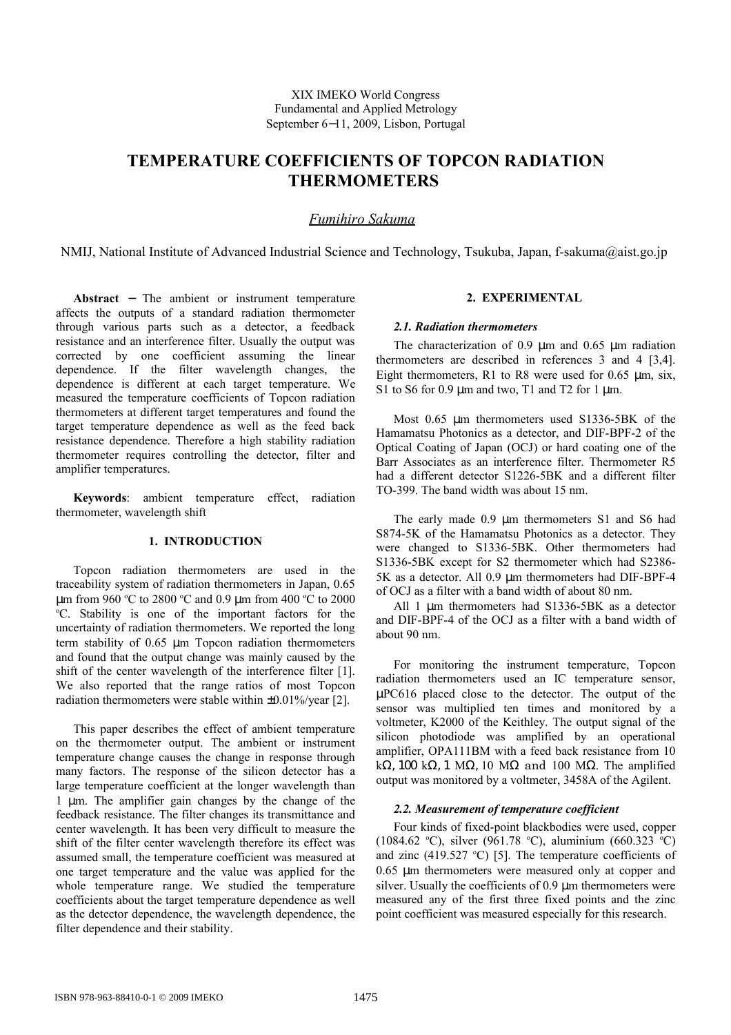XIX IMEKO World Congress
Fundamental and Applied Metrology
September 6−11, 2009, Lisbon, Portugal

# TEMPERATURE COEFFICIENTS OF TOPCON RADIATION THERMOMETERS

*Fumihiro Sakuma*

NMIJ, National Institute of Advanced Industrial Science and Technology, Tsukuba, Japan, f-sakuma@aist.go.jp

**Abstract** − The ambient or instrument temperature affects the outputs of a standard radiation thermometer through various parts such as a detector, a feedback resistance and an interference filter. Usually the output was corrected by one coefficient assuming the linear dependence. If the filter wavelength changes, the dependence is different at each target temperature. We measured the temperature coefficients of Topcon radiation thermometers at different target temperatures and found the target temperature dependence as well as the feed back resistance dependence. Therefore a high stability radiation thermometer requires controlling the detector, filter and amplifier temperatures.

**Keywords**: ambient temperature effect, radiation thermometer, wavelength shift

## 1. INTRODUCTION

Topcon radiation thermometers are used in the traceability system of radiation thermometers in Japan, 0.65 μm from 960 ºC to 2800 ºC and 0.9 μm from 400 ºC to 2000 ºC. Stability is one of the important factors for the uncertainty of radiation thermometers. We reported the long term stability of 0.65 μm Topcon radiation thermometers and found that the output change was mainly caused by the shift of the center wavelength of the interference filter [1]. We also reported that the range ratios of most Topcon radiation thermometers were stable within ±0.01%/year [2].

This paper describes the effect of ambient temperature on the thermometer output. The ambient or instrument temperature change causes the change in response through many factors. The response of the silicon detector has a large temperature coefficient at the longer wavelength than 1 μm. The amplifier gain changes by the change of the feedback resistance. The filter changes its transmittance and center wavelength. It has been very difficult to measure the shift of the filter center wavelength therefore its effect was assumed small, the temperature coefficient was measured at one target temperature and the value was applied for the whole temperature range. We studied the temperature coefficients about the target temperature dependence as well as the detector dependence, the wavelength dependence, the filter dependence and their stability.

## 2. EXPERIMENTAL

### 2.1. Radiation thermometers

The characterization of 0.9 μm and 0.65 μm radiation thermometers are described in references 3 and 4 [3,4]. Eight thermometers, R1 to R8 were used for 0.65 μm, six, S1 to S6 for 0.9 μm and two, T1 and T2 for 1 μm.

Most 0.65 μm thermometers used S1336-5BK of the Hamamatsu Photonics as a detector, and DIF-BPF-2 of the Optical Coating of Japan (OCJ) or hard coating one of the Barr Associates as an interference filter. Thermometer R5 had a different detector S1226-5BK and a different filter TO-399. The band width was about 15 nm.

The early made 0.9 μm thermometers S1 and S6 had S874-5K of the Hamamatsu Photonics as a detector. They were changed to S1336-5BK. Other thermometers had S1336-5BK except for S2 thermometer which had S2386-5K as a detector. All 0.9 μm thermometers had DIF-BPF-4 of OCJ as a filter with a band width of about 80 nm.

All 1 μm thermometers had S1336-5BK as a detector and DIF-BPF-4 of the OCJ as a filter with a band width of about 90 nm.

For monitoring the instrument temperature, Topcon radiation thermometers used an IC temperature sensor, μPC616 placed close to the detector. The output of the sensor was multiplied ten times and monitored by a voltmeter, K2000 of the Keithley. The output signal of the silicon photodiode was amplified by an operational amplifier, OPA111BM with a feed back resistance from 10 kΩ, 100 kΩ, 1 MΩ, 10 MΩ and 100 MΩ. The amplified output was monitored by a voltmeter, 3458A of the Agilent.

### 2.2. Measurement of temperature coefficient

Four kinds of fixed-point blackbodies were used, copper (1084.62 ºC), silver (961.78 ºC), aluminium (660.323 ºC) and zinc (419.527 ºC) [5]. The temperature coefficients of 0.65 μm thermometers were measured only at copper and silver. Usually the coefficients of 0.9 μm thermometers were measured any of the first three fixed points and the zinc point coefficient was measured especially for this research.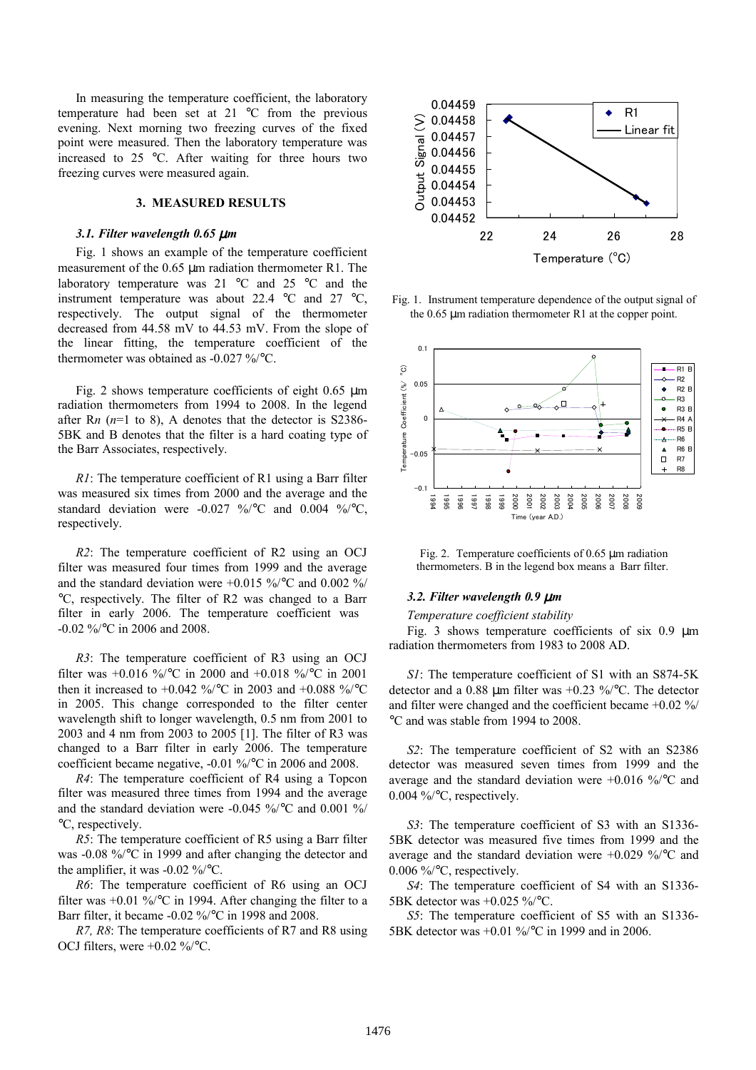In measuring the temperature coefficient, the laboratory temperature had been set at 21 °C from the previous evening. Next morning two freezing curves of the fixed point were measured. Then the laboratory temperature was increased to 25 °C. After waiting for three hours two freezing curves were measured again.

## 3. MEASURED RESULTS

### *3.1. Filter wavelength 0.65 μm*

Fig. 1 shows an example of the temperature coefficient measurement of the 0.65 μm radiation thermometer R1. The laboratory temperature was 21 °C and 25 °C and the instrument temperature was about 22.4 °C and 27 °C, respectively. The output signal of the thermometer decreased from 44.58 mV to 44.53 mV. From the slope of the linear fitting, the temperature coefficient of the thermometer was obtained as -0.027 %/°C.

Fig. 2 shows temperature coefficients of eight 0.65 μm radiation thermometers from 1994 to 2008. In the legend after R*n* (*n*=1 to 8), A denotes that the detector is S2386-5BK and B denotes that the filter is a hard coating type of the Barr Associates, respectively.

*R1*: The temperature coefficient of R1 using a Barr filter was measured six times from 2000 and the average and the standard deviation were -0.027 %/°C and 0.004 %/°C, respectively.

*R2*: The temperature coefficient of R2 using an OCJ filter was measured four times from 1999 and the average and the standard deviation were +0.015 %/°C and 0.002 %/°C, respectively. The filter of R2 was changed to a Barr filter in early 2006. The temperature coefficient was -0.02 %/°C in 2006 and 2008.

*R3*: The temperature coefficient of R3 using an OCJ filter was +0.016 %/°C in 2000 and +0.018 %/°C in 2001 then it increased to +0.042 %/°C in 2003 and +0.088 %/°C in 2005. This change corresponded to the filter center wavelength shift to longer wavelength, 0.5 nm from 2001 to 2003 and 4 nm from 2003 to 2005 [1]. The filter of R3 was changed to a Barr filter in early 2006. The temperature coefficient became negative, -0.01 %/°C in 2006 and 2008.

*R4*: The temperature coefficient of R4 using a Topcon filter was measured three times from 1994 and the average and the standard deviation were -0.045 %/°C and 0.001 %/°C, respectively.

*R5*: The temperature coefficient of R5 using a Barr filter was -0.08 %/°C in 1999 and after changing the detector and the amplifier, it was -0.02 %/°C.

*R6*: The temperature coefficient of R6 using an OCJ filter was +0.01 %/°C in 1994. After changing the filter to a Barr filter, it became -0.02 %/°C in 1998 and 2008.

*R7, R8*: The temperature coefficients of R7 and R8 using OCJ filters, were +0.02 %/°C.

Fig. 1. Instrument temperature dependence of the output signal of the 0.65 μm radiation thermometer R1 at the copper point.

Fig. 2. Temperature coefficients of 0.65 μm radiation thermometers. B in the legend box means a Barr filter.

### *3.2. Filter wavelength 0.9 μm*

*Temperature coefficient stability*

Fig. 3 shows temperature coefficients of six 0.9 μm radiation thermometers from 1983 to 2008 AD.

*S1*: The temperature coefficient of S1 with an S874-5K detector and a 0.88 μm filter was +0.23 %/°C. The detector and filter were changed and the coefficient became +0.02 %/°C and was stable from 1994 to 2008.

*S2*: The temperature coefficient of S2 with an S2386 detector was measured seven times from 1999 and the average and the standard deviation were +0.016 %/°C and 0.004 %/°C, respectively.

*S3*: The temperature coefficient of S3 with an S1336-5BK detector was measured five times from 1999 and the average and the standard deviation were +0.029 %/°C and 0.006 %/°C, respectively.

*S4*: The temperature coefficient of S4 with an S1336-5BK detector was +0.025 %/°C.

*S5*: The temperature coefficient of S5 with an S1336-5BK detector was +0.01 %/°C in 1999 and in 2006.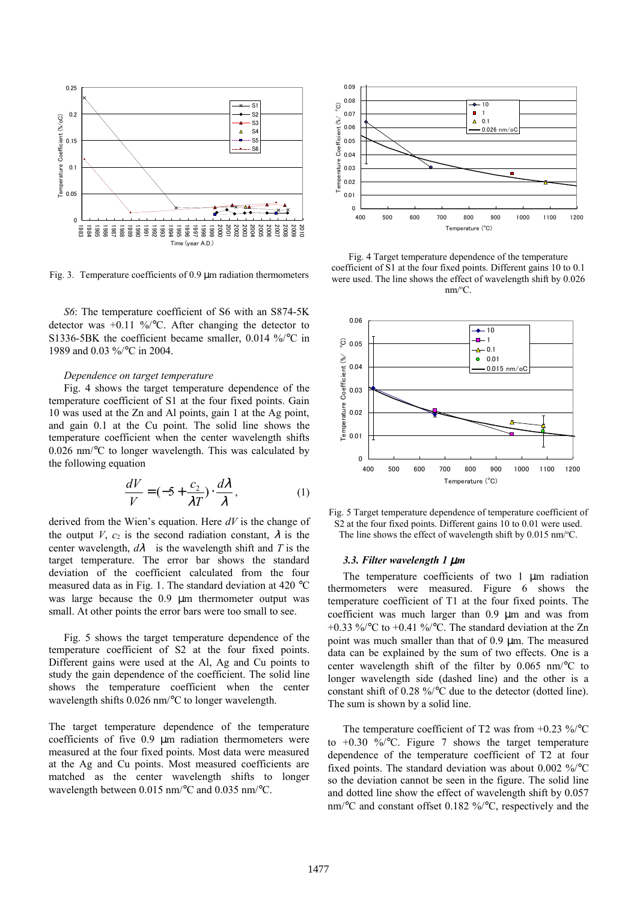Fig. 3. Temperature coefficients of 0.9 μm radiation thermometers

*S6*: The temperature coefficient of S6 with an S874-5K detector was +0.11 %/℃. After changing the detector to S1336-5BK the coefficient became smaller, 0.014 %/℃ in 1989 and 0.03 %/℃ in 2004.

*Dependence on target temperature*

Fig. 4 shows the target temperature dependence of the temperature coefficient of S1 at the four fixed points. Gain 10 was used at the Zn and Al points, gain 1 at the Ag point, and gain 0.1 at the Cu point. The solid line shows the temperature coefficient when the center wavelength shifts 0.026 nm/℃ to longer wavelength. This was calculated by the following equation

$$\frac{dV}{V} = \left(-5 + \frac{c_2}{\lambda T}\right) \cdot \frac{d\lambda}{\lambda}, \qquad (1)$$

derived from the Wien's equation. Here $dV$ is the change of the output $V$, $c_2$ is the second radiation constant, $\lambda$ is the center wavelength, $d\lambda$ is the wavelength shift and $T$ is the target temperature. The error bar shows the standard deviation of the coefficient calculated from the four measured data as in Fig. 1. The standard deviation at 420 ℃ was large because the 0.9 μm thermometer output was small. At other points the error bars were too small to see.

Fig. 5 shows the target temperature dependence of the temperature coefficient of S2 at the four fixed points. Different gains were used at the Al, Ag and Cu points to study the gain dependence of the coefficient. The solid line shows the temperature coefficient when the center wavelength shifts 0.026 nm/℃ to longer wavelength.

The target temperature dependence of the temperature coefficients of five 0.9 μm radiation thermometers were measured at the four fixed points. Most data were measured at the Ag and Cu points. Most measured coefficients are matched as the center wavelength shifts to longer wavelength between 0.015 nm/℃ and 0.035 nm/℃.

Fig. 4 Target temperature dependence of the temperature coefficient of S1 at the four fixed points. Different gains 10 to 0.1 were used. The line shows the effect of wavelength shift by 0.026 nm/℃.

Fig. 5 Target temperature dependence of temperature coefficient of S2 at the four fixed points. Different gains 10 to 0.01 were used. The line shows the effect of wavelength shift by 0.015 nm/℃.

### 3.3. Filter wavelength 1 μm

The temperature coefficients of two 1 μm radiation thermometers were measured. Figure 6 shows the temperature coefficient of T1 at the four fixed points. The coefficient was much larger than 0.9 μm and was from +0.33 %/℃ to +0.41 %/℃. The standard deviation at the Zn point was much smaller than that of 0.9 μm. The measured data can be explained by the sum of two effects. One is a center wavelength shift of the filter by 0.065 nm/℃ to longer wavelength side (dashed line) and the other is a constant shift of 0.28 %/℃ due to the detector (dotted line). The sum is shown by a solid line.

The temperature coefficient of T2 was from +0.23 %/℃ to +0.30 %/℃. Figure 7 shows the target temperature dependence of the temperature coefficient of T2 at four fixed points. The standard deviation was about 0.002 %/℃ so the deviation cannot be seen in the figure. The solid line and dotted line show the effect of wavelength shift by 0.057 nm/℃ and constant offset 0.182 %/℃, respectively and the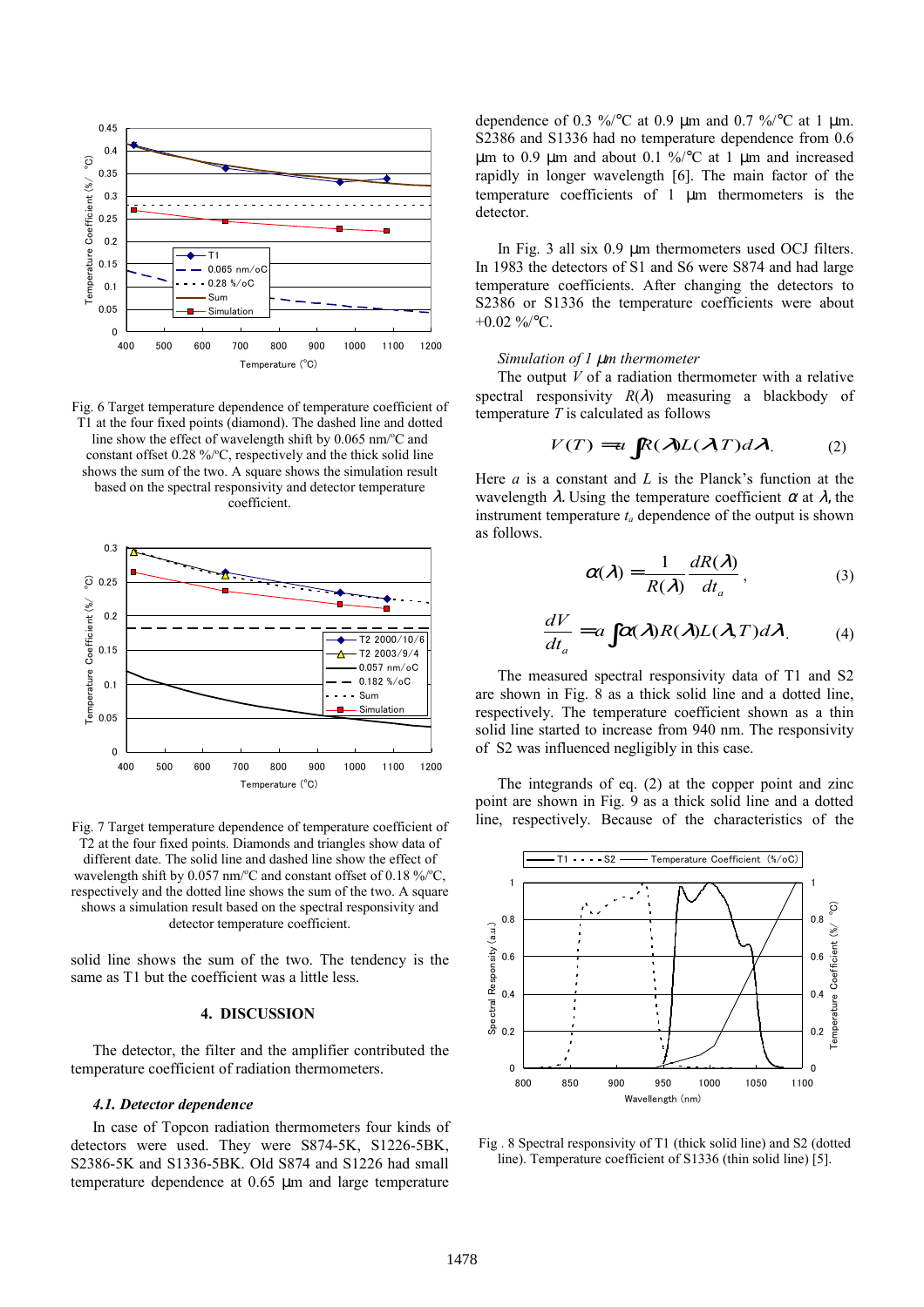Fig. 6 Target temperature dependence of temperature coefficient of T1 at the four fixed points (diamond). The dashed line and dotted line show the effect of wavelength shift by 0.065 nm/°C and constant offset 0.28 %/°C, respectively and the thick solid line shows the sum of the two. A square shows the simulation result based on the spectral responsivity and detector temperature coefficient.

Fig. 7 Target temperature dependence of temperature coefficient of T2 at the four fixed points. Diamonds and triangles show data of different date. The solid line and dashed line show the effect of wavelength shift by 0.057 nm/°C and constant offset of 0.18 %/°C, respectively and the dotted line shows the sum of the two. A square shows a simulation result based on the spectral responsivity and detector temperature coefficient.

solid line shows the sum of the two. The tendency is the same as T1 but the coefficient was a little less.

## 4. DISCUSSION

The detector, the filter and the amplifier contributed the temperature coefficient of radiation thermometers.

### 4.1. Detector dependence

In case of Topcon radiation thermometers four kinds of detectors were used. They were S874-5K, S1226-5BK, S2386-5K and S1336-5BK. Old S874 and S1226 had small temperature dependence at 0.65 μm and large temperature dependence of 0.3 %/°C at 0.9 μm and 0.7 %/°C at 1 μm. S2386 and S1336 had no temperature dependence from 0.6 μm to 0.9 μm and about 0.1 %/°C at 1 μm and increased rapidly in longer wavelength [6]. The main factor of the temperature coefficients of 1 μm thermometers is the detector.

In Fig. 3 all six 0.9 μm thermometers used OCJ filters. In 1983 the detectors of S1 and S6 were S874 and had large temperature coefficients. After changing the detectors to S2386 or S1336 the temperature coefficients were about +0.02 %/°C.

*Simulation of 1 μm thermometer*

The output $V$ of a radiation thermometer with a relative spectral responsivity $R(\lambda)$ measuring a blackbody of temperature $T$ is calculated as follows

$$V(T) = a\int R(\lambda)L(\lambda,T)d\lambda. \qquad (2)$$

Here $a$ is a constant and $L$ is the Planck's function at the wavelength $\lambda$. Using the temperature coefficient $\alpha$ at $\lambda$, the instrument temperature $t_a$ dependence of the output is shown as follows.

$$\alpha(\lambda) = \frac{1}{R(\lambda)}\frac{dR(\lambda)}{dt_a}, \qquad (3)$$

$$\frac{dV}{dt_a} = a\int \alpha(\lambda)R(\lambda)L(\lambda,T)d\lambda. \qquad (4)$$

The measured spectral responsivity data of T1 and S2 are shown in Fig. 8 as a thick solid line and a dotted line, respectively. The temperature coefficient shown as a thin solid line started to increase from 940 nm. The responsivity of S2 was influenced negligibly in this case.

The integrands of eq. (2) at the copper point and zinc point are shown in Fig. 9 as a thick solid line and a dotted line, respectively. Because of the characteristics of the

Fig . 8 Spectral responsivity of T1 (thick solid line) and S2 (dotted line). Temperature coefficient of S1336 (thin solid line) [5].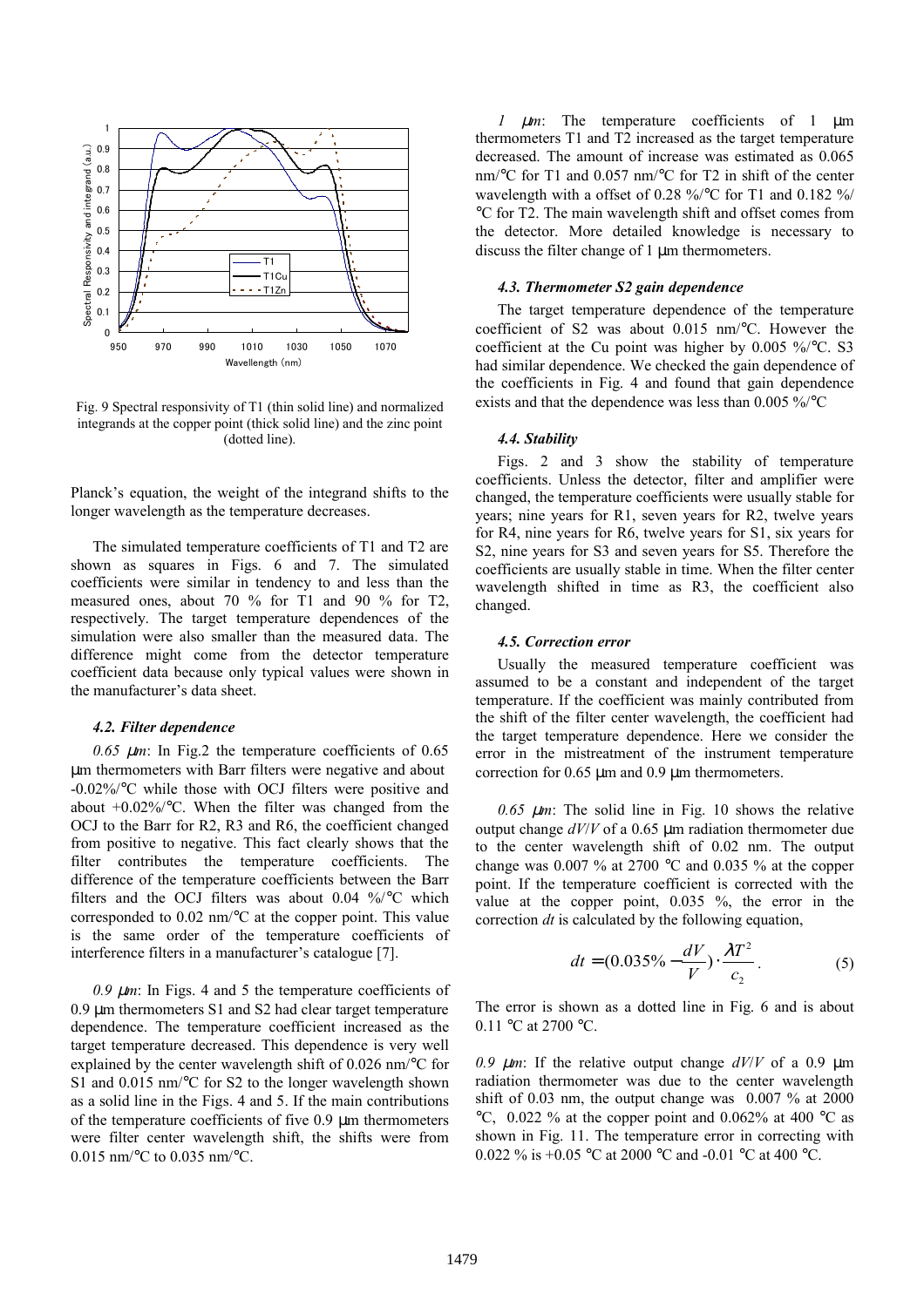Fig. 9 Spectral responsivity of T1 (thin solid line) and normalized integrands at the copper point (thick solid line) and the zinc point (dotted line).

Planck's equation, the weight of the integrand shifts to the longer wavelength as the temperature decreases.

The simulated temperature coefficients of T1 and T2 are shown as squares in Figs. 6 and 7. The simulated coefficients were similar in tendency to and less than the measured ones, about 70 % for T1 and 90 % for T2, respectively. The target temperature dependences of the simulation were also smaller than the measured data. The difference might come from the detector temperature coefficient data because only typical values were shown in the manufacturer's data sheet.

### 4.2. Filter dependence

*0.65 μm*: In Fig.2 the temperature coefficients of 0.65 μm thermometers with Barr filters were negative and about -0.02%/°C while those with OCJ filters were positive and about +0.02%/°C. When the filter was changed from the OCJ to the Barr for R2, R3 and R6, the coefficient changed from positive to negative. This fact clearly shows that the filter contributes the temperature coefficients. The difference of the temperature coefficients between the Barr filters and the OCJ filters was about 0.04 %/°C which corresponded to 0.02 nm/°C at the copper point. This value is the same order of the temperature coefficients of interference filters in a manufacturer's catalogue [7].

*0.9 μm*: In Figs. 4 and 5 the temperature coefficients of 0.9 μm thermometers S1 and S2 had clear target temperature dependence. The temperature coefficient increased as the target temperature decreased. This dependence is very well explained by the center wavelength shift of 0.026 nm/°C for S1 and 0.015 nm/°C for S2 to the longer wavelength shown as a solid line in the Figs. 4 and 5. If the main contributions of the temperature coefficients of five 0.9 μm thermometers were filter center wavelength shift, the shifts were from 0.015 nm/°C to 0.035 nm/°C.

*1 μm*: The temperature coefficients of 1 μm thermometers T1 and T2 increased as the target temperature decreased. The amount of increase was estimated as 0.065 nm/°C for T1 and 0.057 nm/°C for T2 in shift of the center wavelength with a offset of 0.28 %/°C for T1 and 0.182 %/°C for T2. The main wavelength shift and offset comes from the detector. More detailed knowledge is necessary to discuss the filter change of 1 μm thermometers.

### 4.3. Thermometer S2 gain dependence

The target temperature dependence of the temperature coefficient of S2 was about 0.015 nm/°C. However the coefficient at the Cu point was higher by 0.005 %/°C. S3 had similar dependence. We checked the gain dependence of the coefficients in Fig. 4 and found that gain dependence exists and that the dependence was less than 0.005 %/°C

### 4.4. Stability

Figs. 2 and 3 show the stability of temperature coefficients. Unless the detector, filter and amplifier were changed, the temperature coefficients were usually stable for years; nine years for R1, seven years for R2, twelve years for R4, nine years for R6, twelve years for S1, six years for S2, nine years for S3 and seven years for S5. Therefore the coefficients are usually stable in time. When the filter center wavelength shifted in time as R3, the coefficient also changed.

### 4.5. Correction error

Usually the measured temperature coefficient was assumed to be a constant and independent of the target temperature. If the coefficient was mainly contributed from the shift of the filter center wavelength, the coefficient had the target temperature dependence. Here we consider the error in the mistreatment of the instrument temperature correction for 0.65 μm and 0.9 μm thermometers.

*0.65 μm*: The solid line in Fig. 10 shows the relative output change $dV/V$ of a 0.65 μm radiation thermometer due to the center wavelength shift of 0.02 nm. The output change was 0.007 % at 2700 °C and 0.035 % at the copper point. If the temperature coefficient is corrected with the value at the copper point, 0.035 %, the error in the correction $dt$ is calculated by the following equation,

$$dt = (0.035\% - \frac{dV}{V}) \cdot \frac{\lambda T^2}{c_2}. \tag{5}$$

The error is shown as a dotted line in Fig. 6 and is about 0.11 °C at 2700 °C.

*0.9 μm*: If the relative output change $dV/V$ of a 0.9 μm radiation thermometer was due to the center wavelength shift of 0.03 nm, the output change was 0.007 % at 2000 °C, 0.022 % at the copper point and 0.062% at 400 °C as shown in Fig. 11. The temperature error in correcting with 0.022 % is +0.05 °C at 2000 °C and -0.01 °C at 400 °C.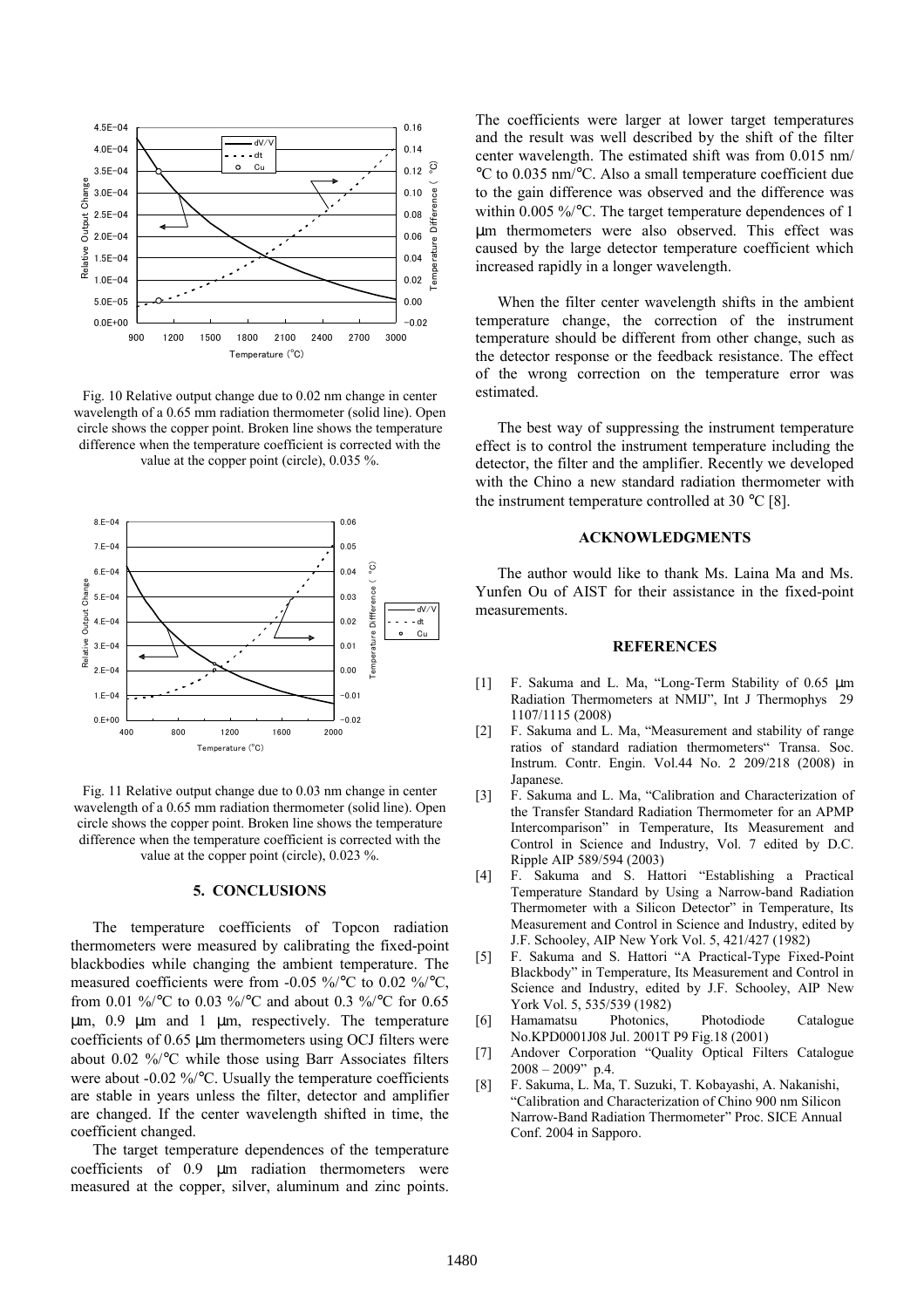4.5E−04
4.0E−04
3.5E−04
3.0E−04
2.5E−04
2.0E−04
1.5E−04
1.0E−04
5.0E−05
0.0E+00

Relative Output Change

0.16
0.14
0.12
0.10
0.08
0.06
0.04
0.02
0.00
−0.02

Temperature Difference (℃)

dV/V
dt
Cu

900 1200 1500 1800 2100 2400 2700 3000

Temperature (℃)

Fig. 10 Relative output change due to 0.02 nm change in center wavelength of a 0.65 mm radiation thermometer (solid line). Open circle shows the copper point. Broken line shows the temperature difference when the temperature coefficient is corrected with the value at the copper point (circle), 0.035 %.

8.E−04
7.E−04
6.E−04
5.E−04
4.E−04
3.E−04
2.E−04
1.E−04
0.E+00

Relative Output Change

0.06
0.05
0.04
0.03
0.02
0.01
0.00
−0.01
−0.02

Temperature Difference (℃)

dV/V
dt
Cu

400 800 1200 1600 2000

Temperature (℃)

Fig. 11 Relative output change due to 0.03 nm change in center wavelength of a 0.65 mm radiation thermometer (solid line). Open circle shows the copper point. Broken line shows the temperature difference when the temperature coefficient is corrected with the value at the copper point (circle), 0.023 %.

## 5. CONCLUSIONS

The temperature coefficients of Topcon radiation thermometers were measured by calibrating the fixed-point blackbodies while changing the ambient temperature. The measured coefficients were from -0.05 %/℃ to 0.02 %/℃, from 0.01 %/℃ to 0.03 %/℃ and about 0.3 %/℃ for 0.65 μm, 0.9 μm and 1 μm, respectively. The temperature coefficients of 0.65 μm thermometers using OCJ filters were about 0.02 %/℃ while those using Barr Associates filters were about -0.02 %/℃. Usually the temperature coefficients are stable in years unless the filter, detector and amplifier are changed. If the center wavelength shifted in time, the coefficient changed.

The target temperature dependences of the temperature coefficients of 0.9 μm radiation thermometers were measured at the copper, silver, aluminum and zinc points. The coefficients were larger at lower target temperatures and the result was well described by the shift of the filter center wavelength. The estimated shift was from 0.015 nm/℃ to 0.035 nm/℃. Also a small temperature coefficient due to the gain difference was observed and the difference was within 0.005 %/℃. The target temperature dependences of 1 μm thermometers were also observed. This effect was caused by the large detector temperature coefficient which increased rapidly in a longer wavelength.

When the filter center wavelength shifts in the ambient temperature change, the correction of the instrument temperature should be different from other change, such as the detector response or the feedback resistance. The effect of the wrong correction on the temperature error was estimated.

The best way of suppressing the instrument temperature effect is to control the instrument temperature including the detector, the filter and the amplifier. Recently we developed with the Chino a new standard radiation thermometer with the instrument temperature controlled at 30 ℃ [8].

## ACKNOWLEDGMENTS

The author would like to thank Ms. Laina Ma and Ms. Yunfen Ou of AIST for their assistance in the fixed-point measurements.

## REFERENCES

[1] F. Sakuma and L. Ma, "Long-Term Stability of 0.65 μm Radiation Thermometers at NMIJ", Int J Thermophys 29 1107/1115 (2008)

[2] F. Sakuma and L. Ma, "Measurement and stability of range ratios of standard radiation thermometers" Transa. Soc. Instrum. Contr. Engin. Vol.44 No. 2 209/218 (2008) in Japanese.

[3] F. Sakuma and L. Ma, "Calibration and Characterization of the Transfer Standard Radiation Thermometer for an APMP Intercomparison" in Temperature, Its Measurement and Control in Science and Industry, Vol. 7 edited by D.C. Ripple AIP 589/594 (2003)

[4] F. Sakuma and S. Hattori "Establishing a Practical Temperature Standard by Using a Narrow-band Radiation Thermometer with a Silicon Detector" in Temperature, Its Measurement and Control in Science and Industry, edited by J.F. Schooley, AIP New York Vol. 5, 421/427 (1982)

[5] F. Sakuma and S. Hattori "A Practical-Type Fixed-Point Blackbody" in Temperature, Its Measurement and Control in Science and Industry, edited by J.F. Schooley, AIP New York Vol. 5, 535/539 (1982)

[6] Hamamatsu Photonics, Photodiode Catalogue No.KPD0001J08 Jul. 2001T P9 Fig.18 (2001)

[7] Andover Corporation "Quality Optical Filters Catalogue 2008 – 2009" p.4.

[8] F. Sakuma, L. Ma, T. Suzuki, T. Kobayashi, A. Nakanishi, "Calibration and Characterization of Chino 900 nm Silicon Narrow-Band Radiation Thermometer" Proc. SICE Annual Conf. 2004 in Sapporo.